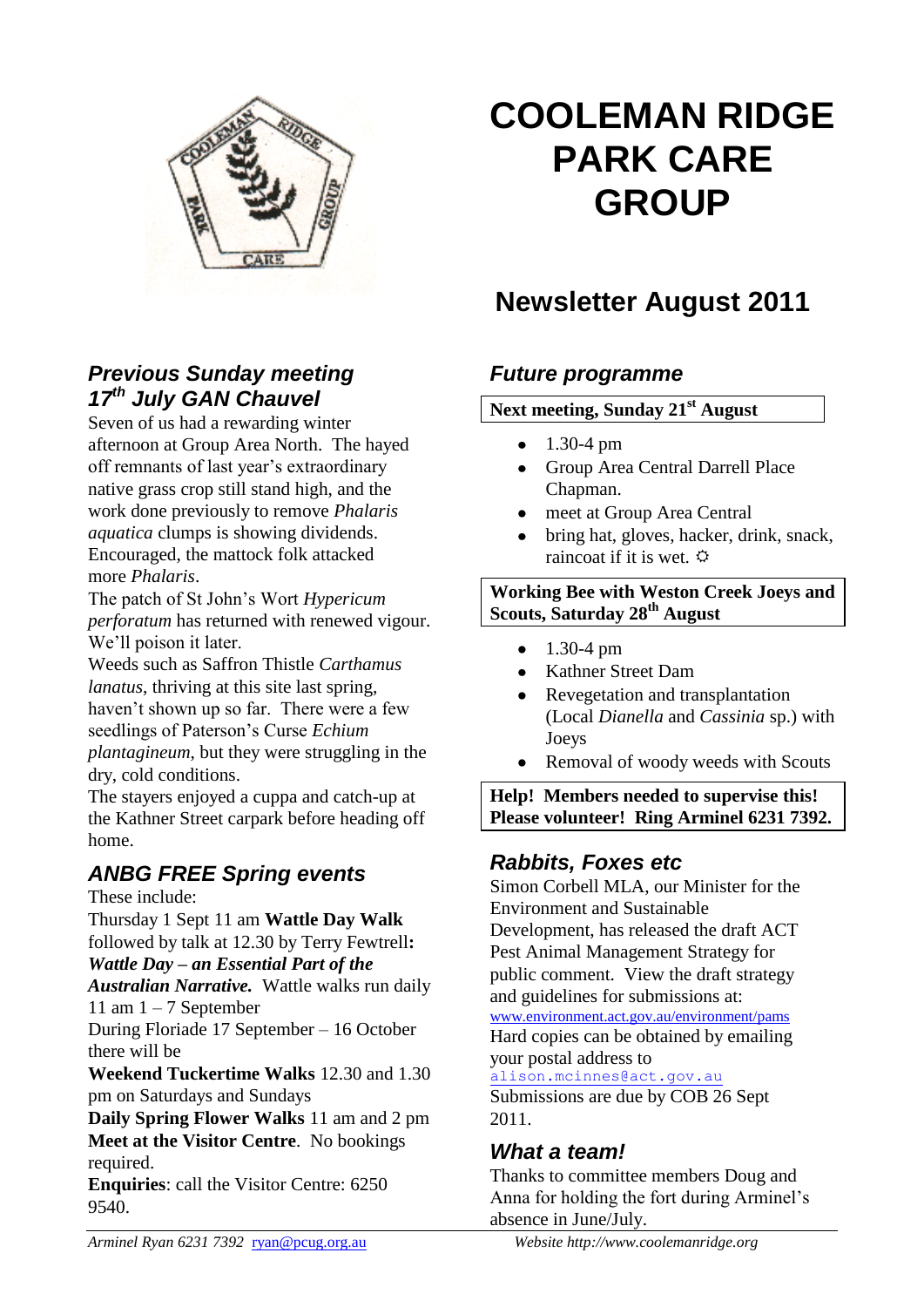# COOLEMAN RIDGE PARK CARE GROUP

## Newsletter August 2011

### *Previous Sunday meeting 17th July GAN Chauvel*

Seven of us had a rewarding winter afternoon at Group Area North. The hayed off remnants of last year's extraordinary native grass crop still stand high, and the work done previously to remove *Phalaris aquatica* clumps is showing dividends. Encouraged, the mattock folk attacked more *Phalaris*.

The patch of St John's Wort *Hypericum perforatum* has returned with renewed vigour. We'll poison it later.

Weeds such as Saffron Thistle *Carthamus lanatus*, thriving at this site last spring, haven't shown up so far. There were a few seedlings of Paterson's Curse *Echium plantagineum*, but they were struggling in the dry, cold conditions.

The stayers enjoyed a cuppa and catch-up at the Kathner Street carpark before heading off home.

### *ANBG FREE Spring events*

These include:

Thursday 1 Sept 11 am **Wattle Day Walk** followed by talk at 12.30 by Terry Fewtrell**:** ***Wattle Day – an Essential Part of the Australian Narrative.*** Wattle walks run daily 11 am 1 – 7 September

During Floriade 17 September – 16 October there will be

**Weekend Tuckertime Walks** 12.30 and 1.30 pm on Saturdays and Sundays

**Daily Spring Flower Walks** 11 am and 2 pm

**Meet at the Visitor Centre**. No bookings required.

**Enquiries**: call the Visitor Centre: 6250 9540.

### *Future programme*

**Next meeting, Sunday 21st August**

- 1.30-4 pm
- Group Area Central Darrell Place Chapman.
- meet at Group Area Central
- bring hat, gloves, hacker, drink, snack, raincoat if it is wet. ☼

**Working Bee with Weston Creek Joeys and Scouts, Saturday 28th August**

- 1.30-4 pm
- Kathner Street Dam
- Revegetation and transplantation (Local *Dianella* and *Cassinia* sp.) with Joeys
- Removal of woody weeds with Scouts

**Help! Members needed to supervise this! Please volunteer! Ring Arminel 6231 7392.**

### *Rabbits, Foxes etc*

Simon Corbell MLA, our Minister for the Environment and Sustainable Development, has released the draft ACT Pest Animal Management Strategy for public comment. View the draft strategy and guidelines for submissions at: www.environment.act.gov.au/environment/pams

Hard copies can be obtained by emailing your postal address to alison.mcinnes@act.gov.au

Submissions are due by COB 26 Sept 2011.

### *What a team!*

Thanks to committee members Doug and Anna for holding the fort during Arminel's absence in June/July.

*Arminel Ryan 6231 7392* ryan@pcug.org.au *Website http://www.coolemanridge.org*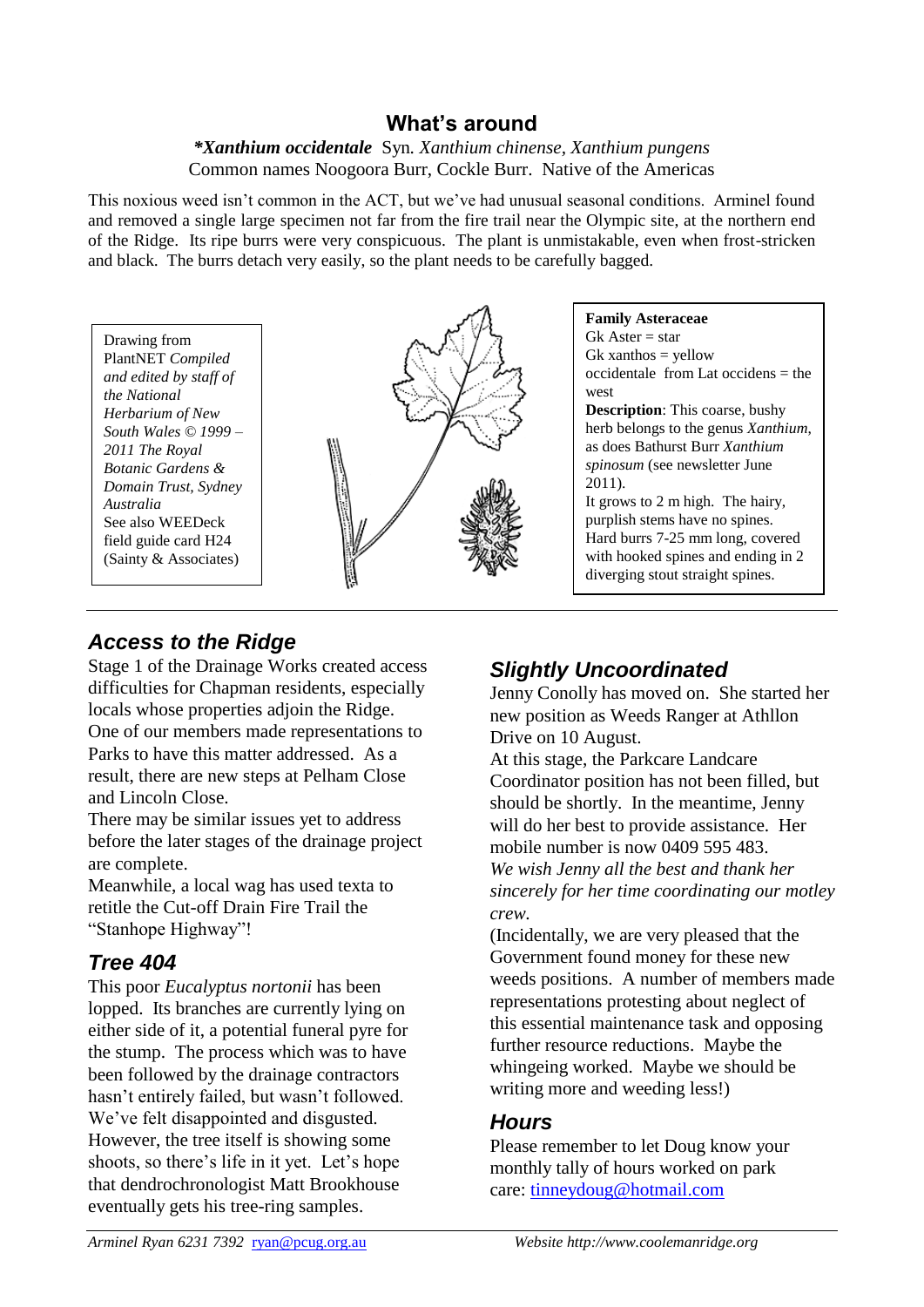## What's around

***Xanthium occidentale*** Syn. *Xanthium chinense, Xanthium pungens*
Common names Noogoora Burr, Cockle Burr. Native of the Americas

This noxious weed isn't common in the ACT, but we've had unusual seasonal conditions. Arminel found and removed a single large specimen not far from the fire trail near the Olympic site, at the northern end of the Ridge. Its ripe burrs were very conspicuous. The plant is unmistakable, even when frost-stricken and black. The burrs detach very easily, so the plant needs to be carefully bagged.

Drawing from PlantNET *Compiled and edited by staff of the National Herbarium of New South Wales © 1999 – 2011 The Royal Botanic Gardens & Domain Trust, Sydney Australia*
See also WEEDeck field guide card H24 (Sainty & Associates)

**Family Asteraceae**
Gk Aster = star
Gk xanthos = yellow
occidentale from Lat occidens = the west
**Description**: This coarse, bushy herb belongs to the genus *Xanthium*, as does Bathurst Burr *Xanthium spinosum* (see newsletter June 2011).
It grows to 2 m high. The hairy, purplish stems have no spines.
Hard burrs 7-25 mm long, covered with hooked spines and ending in 2 diverging stout straight spines.

## Access to the Ridge

Stage 1 of the Drainage Works created access difficulties for Chapman residents, especially locals whose properties adjoin the Ridge. One of our members made representations to Parks to have this matter addressed. As a result, there are new steps at Pelham Close and Lincoln Close.

There may be similar issues yet to address before the later stages of the drainage project are complete.

Meanwhile, a local wag has used texta to retitle the Cut-off Drain Fire Trail the "Stanhope Highway"!

## Tree 404

This poor *Eucalyptus nortonii* has been lopped. Its branches are currently lying on either side of it, a potential funeral pyre for the stump. The process which was to have been followed by the drainage contractors hasn't entirely failed, but wasn't followed. We've felt disappointed and disgusted. However, the tree itself is showing some shoots, so there's life in it yet. Let's hope that dendrochronologist Matt Brookhouse eventually gets his tree-ring samples.

## Slightly Uncoordinated

Jenny Conolly has moved on. She started her new position as Weeds Ranger at Athllon Drive on 10 August.

At this stage, the Parkcare Landcare Coordinator position has not been filled, but should be shortly. In the meantime, Jenny will do her best to provide assistance. Her mobile number is now 0409 595 483.

*We wish Jenny all the best and thank her sincerely for her time coordinating our motley crew.*

(Incidentally, we are very pleased that the Government found money for these new weeds positions. A number of members made representations protesting about neglect of this essential maintenance task and opposing further resource reductions. Maybe the whingeing worked. Maybe we should be writing more and weeding less!)

## Hours

Please remember to let Doug know your monthly tally of hours worked on park care: tinneydoug@hotmail.com

*Arminel Ryan 6231 7392* ryan@pcug.org.au *Website http://www.coolemanridge.org*